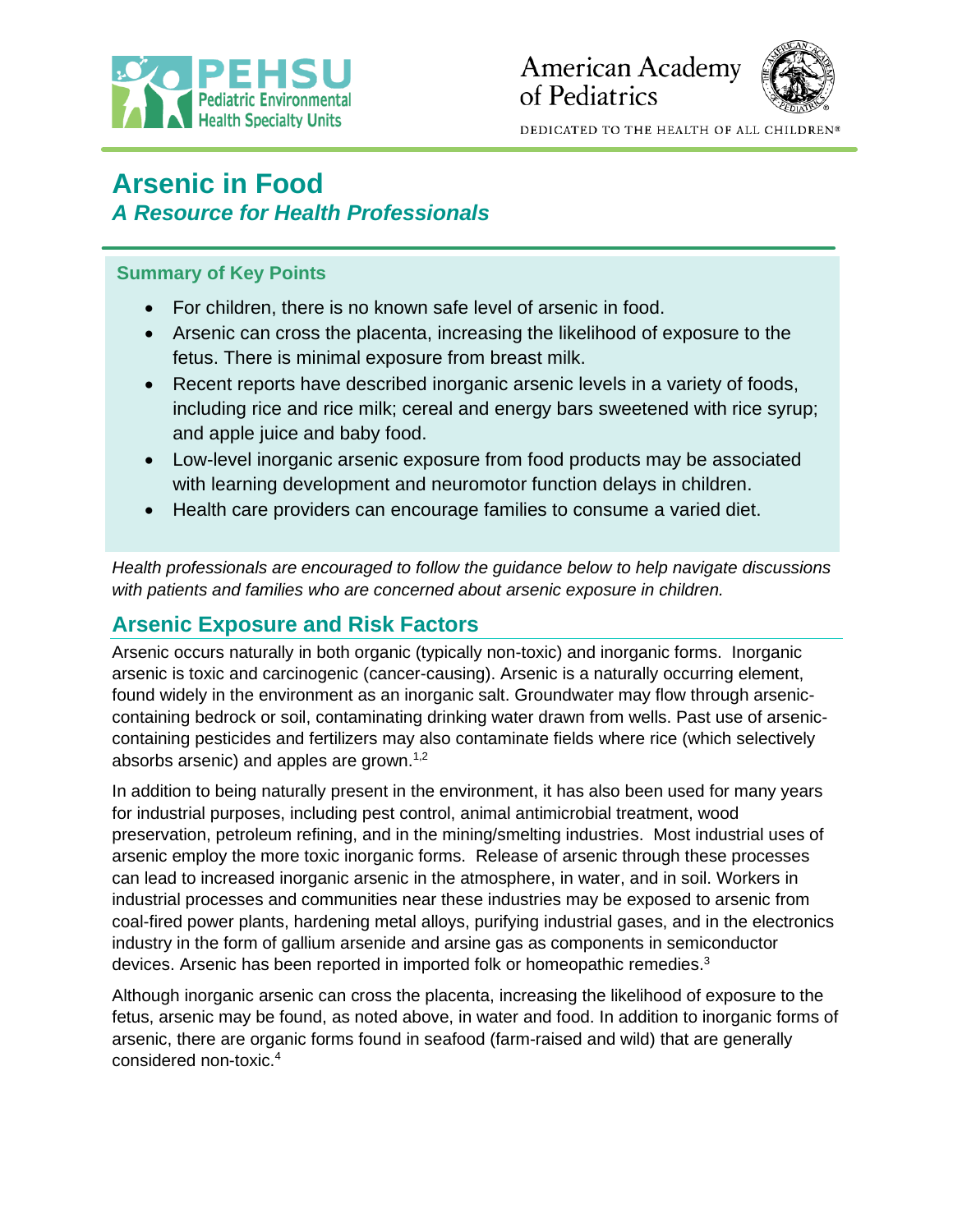# Arsenic in Food

## *A Resource for Health Professionals*

### Summary of Key Points

- For children, there is no known safe level of arsenic in food.
- Arsenic can cross the placenta, increasing the likelihood of exposure to the fetus. There is minimal exposure from breast milk.
- Recent reports have described inorganic arsenic levels in a variety of foods, including rice and rice milk; cereal and energy bars sweetened with rice syrup; and apple juice and baby food.
- Low-level inorganic arsenic exposure from food products may be associated with learning development and neuromotor function delays in children.
- Health care providers can encourage families to consume a varied diet.

*Health professionals are encouraged to follow the guidance below to help navigate discussions with patients and families who are concerned about arsenic exposure in children.*

## Arsenic Exposure and Risk Factors

Arsenic occurs naturally in both organic (typically non-toxic) and inorganic forms. Inorganic arsenic is toxic and carcinogenic (cancer-causing). Arsenic is a naturally occurring element, found widely in the environment as an inorganic salt. Groundwater may flow through arsenic-containing bedrock or soil, contaminating drinking water drawn from wells. Past use of arsenic-containing pesticides and fertilizers may also contaminate fields where rice (which selectively absorbs arsenic) and apples are grown.[1,2]

In addition to being naturally present in the environment, it has also been used for many years for industrial purposes, including pest control, animal antimicrobial treatment, wood preservation, petroleum refining, and in the mining/smelting industries. Most industrial uses of arsenic employ the more toxic inorganic forms. Release of arsenic through these processes can lead to increased inorganic arsenic in the atmosphere, in water, and in soil. Workers in industrial processes and communities near these industries may be exposed to arsenic from coal-fired power plants, hardening metal alloys, purifying industrial gases, and in the electronics industry in the form of gallium arsenide and arsine gas as components in semiconductor devices. Arsenic has been reported in imported folk or homeopathic remedies.[3]

Although inorganic arsenic can cross the placenta, increasing the likelihood of exposure to the fetus, arsenic may be found, as noted above, in water and food. In addition to inorganic forms of arsenic, there are organic forms found in seafood (farm-raised and wild) that are generally considered non-toxic.[4]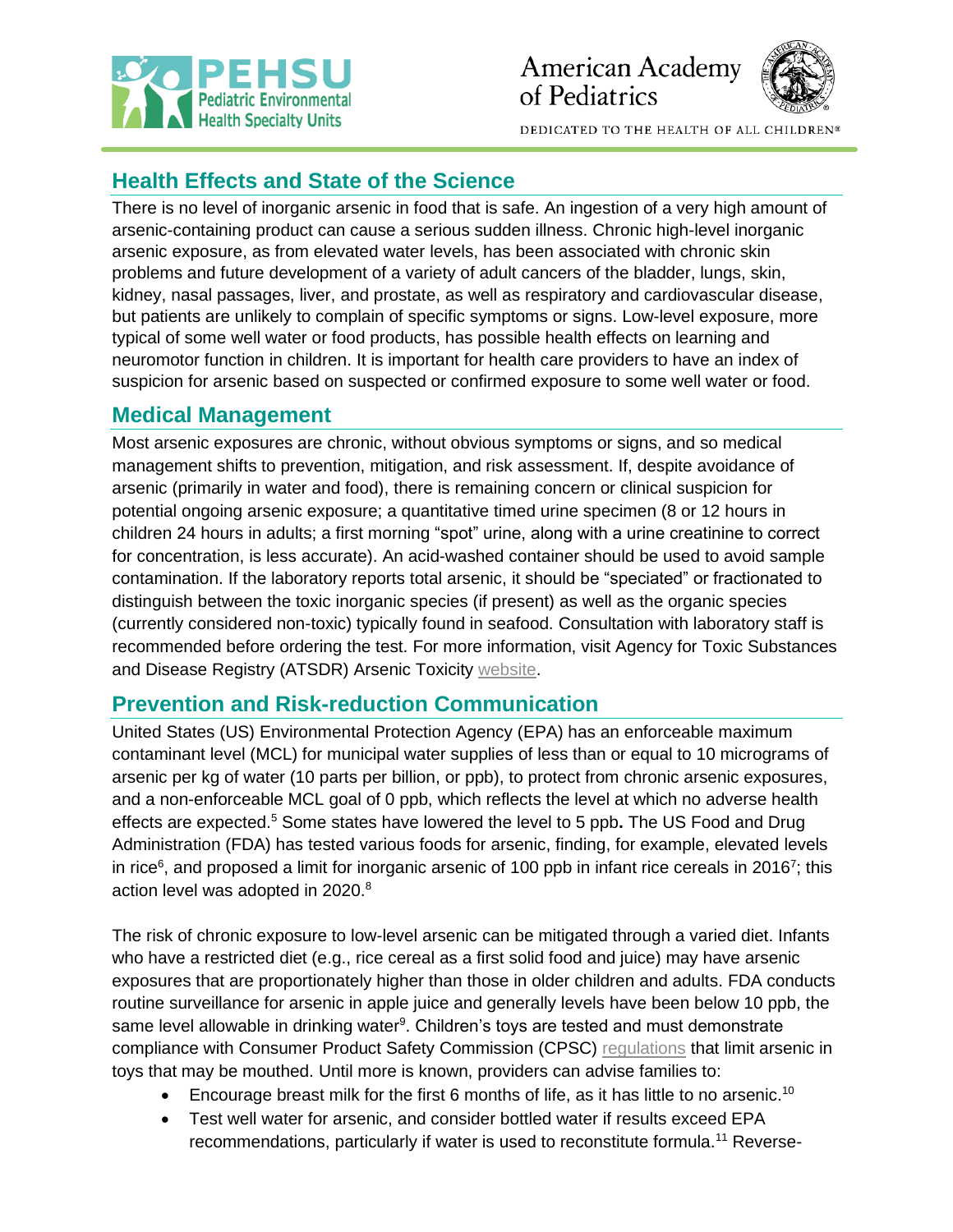## Health Effects and State of the Science

There is no level of inorganic arsenic in food that is safe. An ingestion of a very high amount of arsenic-containing product can cause a serious sudden illness. Chronic high-level inorganic arsenic exposure, as from elevated water levels, has been associated with chronic skin problems and future development of a variety of adult cancers of the bladder, lungs, skin, kidney, nasal passages, liver, and prostate, as well as respiratory and cardiovascular disease, but patients are unlikely to complain of specific symptoms or signs. Low-level exposure, more typical of some well water or food products, has possible health effects on learning and neuromotor function in children. It is important for health care providers to have an index of suspicion for arsenic based on suspected or confirmed exposure to some well water or food.

## Medical Management

Most arsenic exposures are chronic, without obvious symptoms or signs, and so medical management shifts to prevention, mitigation, and risk assessment. If, despite avoidance of arsenic (primarily in water and food), there is remaining concern or clinical suspicion for potential ongoing arsenic exposure; a quantitative timed urine specimen (8 or 12 hours in children 24 hours in adults; a first morning "spot" urine, along with a urine creatinine to correct for concentration, is less accurate). An acid-washed container should be used to avoid sample contamination. If the laboratory reports total arsenic, it should be "speciated" or fractionated to distinguish between the toxic inorganic species (if present) as well as the organic species (currently considered non-toxic) typically found in seafood. Consultation with laboratory staff is recommended before ordering the test. For more information, visit Agency for Toxic Substances and Disease Registry (ATSDR) Arsenic Toxicity website.

## Prevention and Risk-reduction Communication

United States (US) Environmental Protection Agency (EPA) has an enforceable maximum contaminant level (MCL) for municipal water supplies of less than or equal to 10 micrograms of arsenic per kg of water (10 parts per billion, or ppb), to protect from chronic arsenic exposures, and a non-enforceable MCL goal of 0 ppb, which reflects the level at which no adverse health effects are expected.[5] Some states have lowered the level to 5 ppb**.** The US Food and Drug Administration (FDA) has tested various foods for arsenic, finding, for example, elevated levels in rice[6], and proposed a limit for inorganic arsenic of 100 ppb in infant rice cereals in 2016[7]; this action level was adopted in 2020.[8]

The risk of chronic exposure to low-level arsenic can be mitigated through a varied diet. Infants who have a restricted diet (e.g., rice cereal as a first solid food and juice) may have arsenic exposures that are proportionately higher than those in older children and adults. FDA conducts routine surveillance for arsenic in apple juice and generally levels have been below 10 ppb, the same level allowable in drinking water[9]. Children's toys are tested and must demonstrate compliance with Consumer Product Safety Commission (CPSC) regulations that limit arsenic in toys that may be mouthed. Until more is known, providers can advise families to:

- Encourage breast milk for the first 6 months of life, as it has little to no arsenic.[10]
- Test well water for arsenic, and consider bottled water if results exceed EPA recommendations, particularly if water is used to reconstitute formula.[11] Reverse-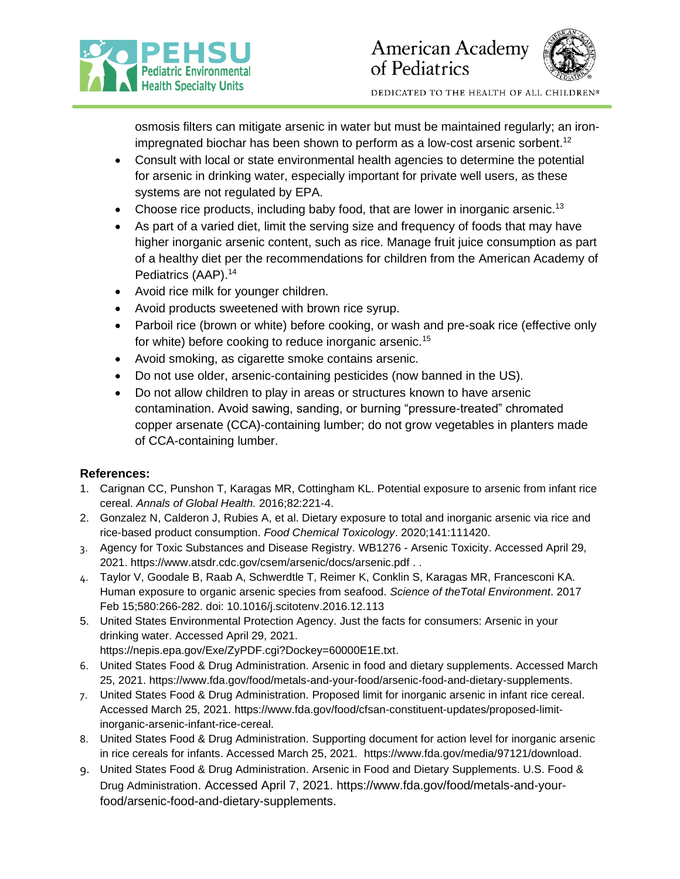osmosis filters can mitigate arsenic in water but must be maintained regularly; an iron-impregnated biochar has been shown to perform as a low-cost arsenic sorbent.[12]

- Consult with local or state environmental health agencies to determine the potential for arsenic in drinking water, especially important for private well users, as these systems are not regulated by EPA.
- Choose rice products, including baby food, that are lower in inorganic arsenic.[13]
- As part of a varied diet, limit the serving size and frequency of foods that may have higher inorganic arsenic content, such as rice. Manage fruit juice consumption as part of a healthy diet per the recommendations for children from the American Academy of Pediatrics (AAP).[14]
- Avoid rice milk for younger children.
- Avoid products sweetened with brown rice syrup.
- Parboil rice (brown or white) before cooking, or wash and pre-soak rice (effective only for white) before cooking to reduce inorganic arsenic.[15]
- Avoid smoking, as cigarette smoke contains arsenic.
- Do not use older, arsenic-containing pesticides (now banned in the US).
- Do not allow children to play in areas or structures known to have arsenic contamination. Avoid sawing, sanding, or burning "pressure-treated" chromated copper arsenate (CCA)-containing lumber; do not grow vegetables in planters made of CCA-containing lumber.

**References:**

1. Carignan CC, Punshon T, Karagas MR, Cottingham KL. Potential exposure to arsenic from infant rice cereal. *Annals of Global Health.* 2016;82:221-4.
2. Gonzalez N, Calderon J, Rubies A, et al. Dietary exposure to total and inorganic arsenic via rice and rice-based product consumption. *Food Chemical Toxicology*. 2020;141:111420.
3. Agency for Toxic Substances and Disease Registry. WB1276 - Arsenic Toxicity. Accessed April 29, 2021. https://www.atsdr.cdc.gov/csem/arsenic/docs/arsenic.pdf . .
4. Taylor V, Goodale B, Raab A, Schwerdtle T, Reimer K, Conklin S, Karagas MR, Francesconi KA. Human exposure to organic arsenic species from seafood. *Science of theTotal Environment*. 2017 Feb 15;580:266-282. doi: 10.1016/j.scitotenv.2016.12.113
5. United States Environmental Protection Agency. Just the facts for consumers: Arsenic in your drinking water. Accessed April 29, 2021. https://nepis.epa.gov/Exe/ZyPDF.cgi?Dockey=60000E1E.txt.
6. United States Food & Drug Administration. Arsenic in food and dietary supplements. Accessed March 25, 2021. https://www.fda.gov/food/metals-and-your-food/arsenic-food-and-dietary-supplements.
7. United States Food & Drug Administration. Proposed limit for inorganic arsenic in infant rice cereal. Accessed March 25, 2021. https://www.fda.gov/food/cfsan-constituent-updates/proposed-limit-inorganic-arsenic-infant-rice-cereal.
8. United States Food & Drug Administration. Supporting document for action level for inorganic arsenic in rice cereals for infants. Accessed March 25, 2021. https://www.fda.gov/media/97121/download.
9. United States Food & Drug Administration. Arsenic in Food and Dietary Supplements. U.S. Food & Drug Administration. Accessed April 7, 2021. https://www.fda.gov/food/metals-and-your-food/arsenic-food-and-dietary-supplements.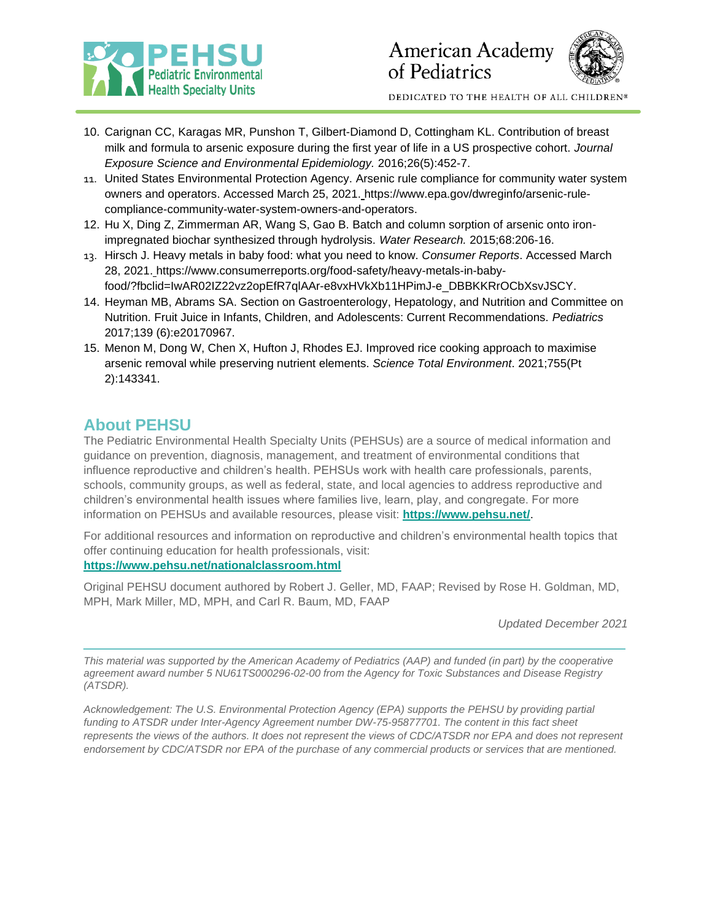10. Carignan CC, Karagas MR, Punshon T, Gilbert-Diamond D, Cottingham KL. Contribution of breast milk and formula to arsenic exposure during the first year of life in a US prospective cohort. *Journal Exposure Science and Environmental Epidemiology.* 2016;26(5):452-7.
11. United States Environmental Protection Agency. Arsenic rule compliance for community water system owners and operators. Accessed March 25, 2021. https://www.epa.gov/dwreginfo/arsenic-rule-compliance-community-water-system-owners-and-operators.
12. Hu X, Ding Z, Zimmerman AR, Wang S, Gao B. Batch and column sorption of arsenic onto iron-impregnated biochar synthesized through hydrolysis. *Water Research.* 2015;68:206-16.
13. Hirsch J. Heavy metals in baby food: what you need to know. *Consumer Reports*. Accessed March 28, 2021. https://www.consumerreports.org/food-safety/heavy-metals-in-baby-food/?fbclid=IwAR02IZ22vz2opEfR7qlAAr-e8vxHVkXb11HPimJ-e_DBBKKRrOCbXsvJSCY.
14. Heyman MB, Abrams SA. Section on Gastroenterology, Hepatology, and Nutrition and Committee on Nutrition. Fruit Juice in Infants, Children, and Adolescents: Current Recommendations. *Pediatrics* 2017;139 (6):e20170967.
15. Menon M, Dong W, Chen X, Hufton J, Rhodes EJ. Improved rice cooking approach to maximise arsenic removal while preserving nutrient elements. *Science Total Environment*. 2021;755(Pt 2):143341.

## About PEHSU

The Pediatric Environmental Health Specialty Units (PEHSUs) are a source of medical information and guidance on prevention, diagnosis, management, and treatment of environmental conditions that influence reproductive and children's health. PEHSUs work with health care professionals, parents, schools, community groups, as well as federal, state, and local agencies to address reproductive and children's environmental health issues where families live, learn, play, and congregate. For more information on PEHSUs and available resources, please visit: **https://www.pehsu.net/**.

For additional resources and information on reproductive and children's environmental health topics that offer continuing education for health professionals, visit: **https://www.pehsu.net/nationalclassroom.html**

Original PEHSU document authored by Robert J. Geller, MD, FAAP; Revised by Rose H. Goldman, MD, MPH, Mark Miller, MD, MPH, and Carl R. Baum, MD, FAAP

*Updated December 2021*

---

*This material was supported by the American Academy of Pediatrics (AAP) and funded (in part) by the cooperative agreement award number 5 NU61TS000296-02-00 from the Agency for Toxic Substances and Disease Registry (ATSDR).*

*Acknowledgement: The U.S. Environmental Protection Agency (EPA) supports the PEHSU by providing partial funding to ATSDR under Inter-Agency Agreement number DW-75-95877701. The content in this fact sheet represents the views of the authors. It does not represent the views of CDC/ATSDR nor EPA and does not represent endorsement by CDC/ATSDR nor EPA of the purchase of any commercial products or services that are mentioned.*